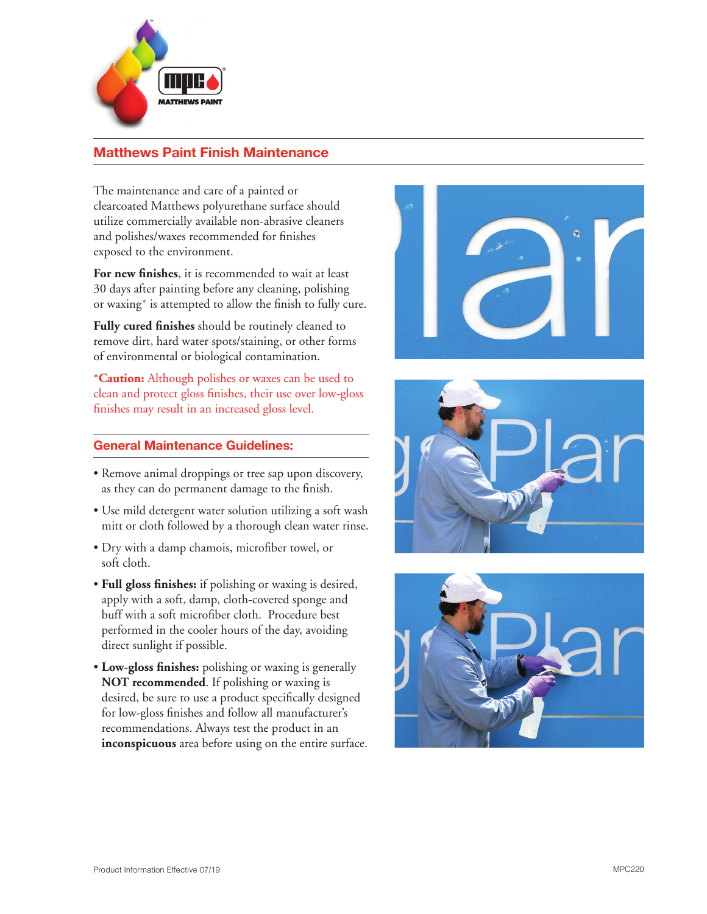## Matthews Paint Finish Maintenance

The maintenance and care of a painted or clearcoated Matthews polyurethane surface should utilize commercially available non-abrasive cleaners and polishes/waxes recommended for finishes exposed to the environment.

**For new finishes**, it is recommended to wait at least 30 days after painting before any cleaning, polishing or waxing* is attempted to allow the finish to fully cure.

**Fully cured finishes** should be routinely cleaned to remove dirt, hard water spots/staining, or other forms of environmental or biological contamination.

***Caution:** Although polishes or waxes can be used to clean and protect gloss finishes, their use over low-gloss finishes may result in an increased gloss level.

### General Maintenance Guidelines:

- Remove animal droppings or tree sap upon discovery, as they can do permanent damage to the finish.
- Use mild detergent water solution utilizing a soft wash mitt or cloth followed by a thorough clean water rinse.
- Dry with a damp chamois, microfiber towel, or soft cloth.
- **Full gloss finishes:** if polishing or waxing is desired, apply with a soft, damp, cloth-covered sponge and buff with a soft microfiber cloth. Procedure best performed in the cooler hours of the day, avoiding direct sunlight if possible.
- **Low-gloss finishes:** polishing or waxing is generally **NOT recommended**. If polishing or waxing is desired, be sure to use a product specifically designed for low-gloss finishes and follow all manufacturer's recommendations. Always test the product in an **inconspicuous** area before using on the entire surface.

Product Information Effective 07/19

MPC220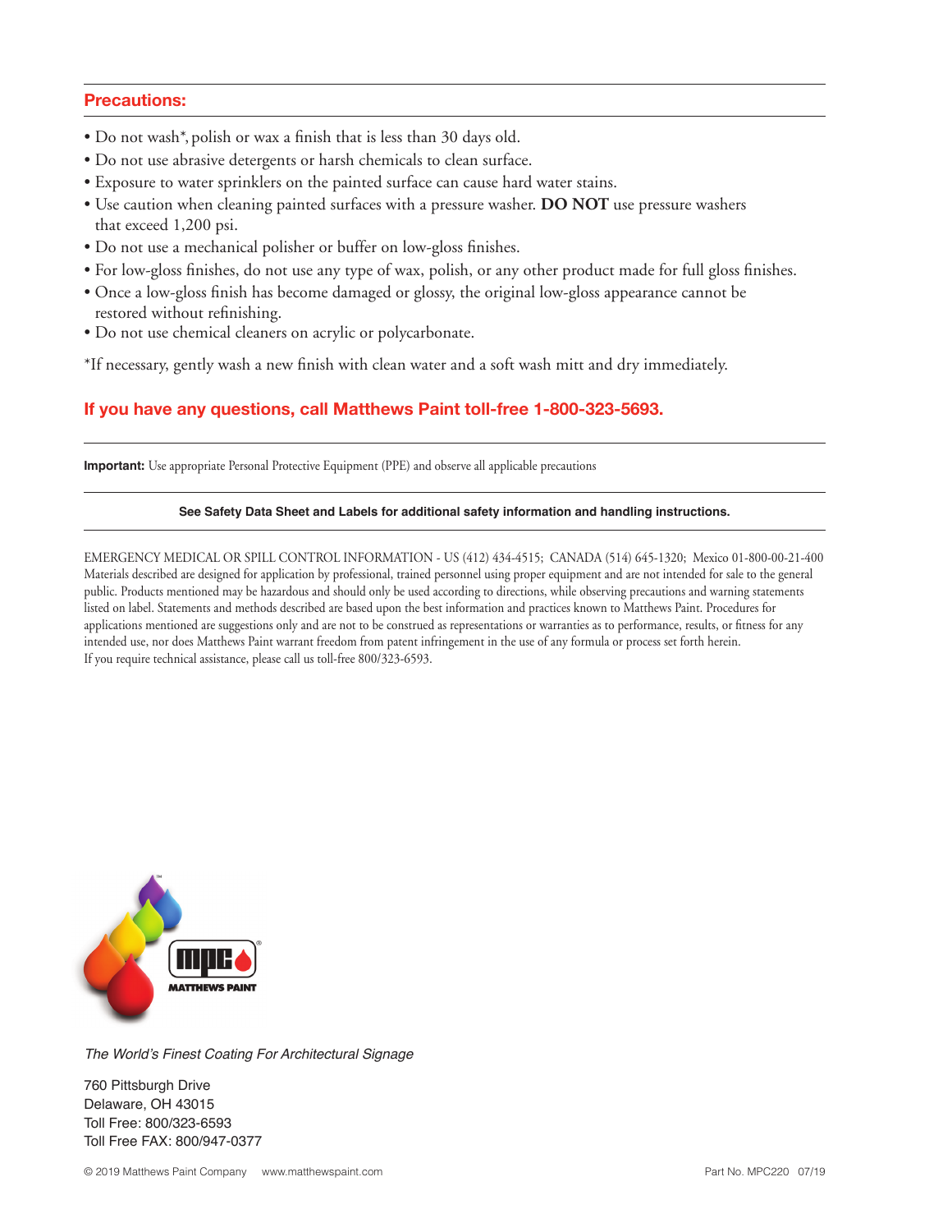## Precautions:

- Do not wash*, polish or wax a finish that is less than 30 days old.
- Do not use abrasive detergents or harsh chemicals to clean surface.
- Exposure to water sprinklers on the painted surface can cause hard water stains.
- Use caution when cleaning painted surfaces with a pressure washer. **DO NOT** use pressure washers that exceed 1,200 psi.
- Do not use a mechanical polisher or buffer on low-gloss finishes.
- For low-gloss finishes, do not use any type of wax, polish, or any other product made for full gloss finishes.
- Once a low-gloss finish has become damaged or glossy, the original low-gloss appearance cannot be restored without refinishing.
- Do not use chemical cleaners on acrylic or polycarbonate.

*If necessary, gently wash a new finish with clean water and a soft wash mitt and dry immediately.

**If you have any questions, call Matthews Paint toll-free 1-800-323-5693.**

**Important:** Use appropriate Personal Protective Equipment (PPE) and observe all applicable precautions

**See Safety Data Sheet and Labels for additional safety information and handling instructions.**

EMERGENCY MEDICAL OR SPILL CONTROL INFORMATION - US (412) 434-4515; CANADA (514) 645-1320; Mexico 01-800-00-21-400
Materials described are designed for application by professional, trained personnel using proper equipment and are not intended for sale to the general public. Products mentioned may be hazardous and should only be used according to directions, while observing precautions and warning statements listed on label. Statements and methods described are based upon the best information and practices known to Matthews Paint. Procedures for applications mentioned are suggestions only and are not to be construed as representations or warranties as to performance, results, or fitness for any intended use, nor does Matthews Paint warrant freedom from patent infringement in the use of any formula or process set forth herein.
If you require technical assistance, please call us toll-free 800/323-6593.

MPC MATTHEWS PAINT

*The World's Finest Coating For Architectural Signage*

760 Pittsburgh Drive
Delaware, OH 43015
Toll Free: 800/323-6593
Toll Free FAX: 800/947-0377

© 2019 Matthews Paint Company www.matthewspaint.com Part No. MPC220 07/19